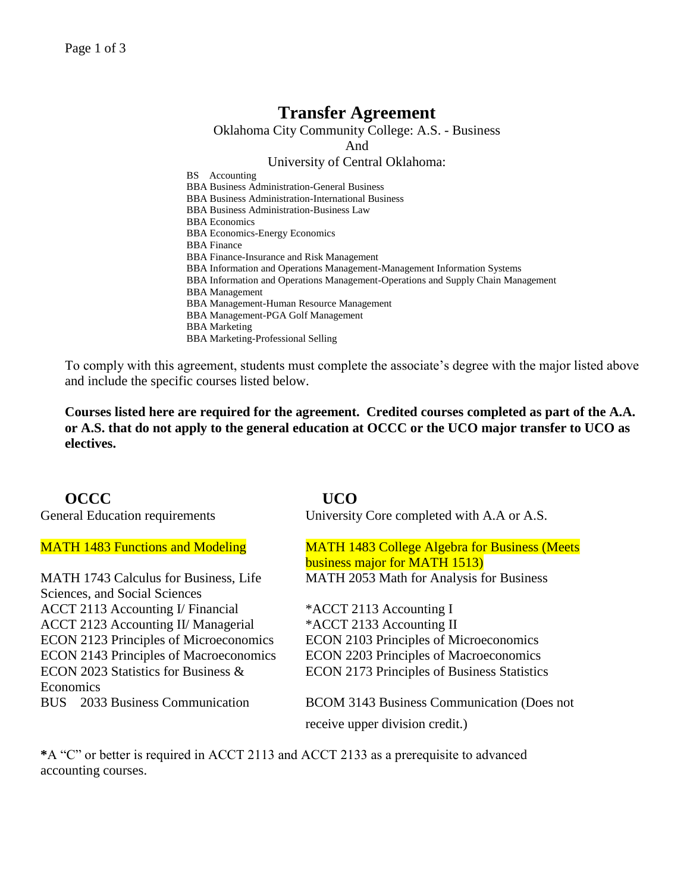# Transfer Agreement

Oklahoma City Community College: A.S. - Business

And

University of Central Oklahoma:

- BS Accounting
- BBA Business Administration-General Business
- BBA Business Administration-International Business
- BBA Business Administration-Business Law
- BBA Economics
- BBA Economics-Energy Economics
- BBA Finance
- BBA Finance-Insurance and Risk Management
- BBA Information and Operations Management-Management Information Systems
- BBA Information and Operations Management-Operations and Supply Chain Management
- BBA Management
- BBA Management-Human Resource Management
- BBA Management-PGA Golf Management
- BBA Marketing
- BBA Marketing-Professional Selling

To comply with this agreement, students must complete the associate's degree with the major listed above and include the specific courses listed below.

**Courses listed here are required for the agreement. Credited courses completed as part of the A.A. or A.S. that do not apply to the general education at OCCC or the UCO major transfer to UCO as electives.**

| **OCCC** | **UCO** |
|---|---|
| General Education requirements | University Core completed with A.A or A.S. |
| MATH 1483 Functions and Modeling | MATH 1483 College Algebra for Business (Meets business major for MATH 1513) |
| MATH 1743 Calculus for Business, Life Sciences, and Social Sciences | MATH 2053 Math for Analysis for Business |
| ACCT 2113 Accounting I/ Financial | *ACCT 2113 Accounting I |
| ACCT 2123 Accounting II/ Managerial | *ACCT 2133 Accounting II |
| ECON 2123 Principles of Microeconomics | ECON 2103 Principles of Microeconomics |
| ECON 2143 Principles of Macroeconomics | ECON 2203 Principles of Macroeconomics |
| ECON 2023 Statistics for Business & Economics | ECON 2173 Principles of Business Statistics |
| BUS 2033 Business Communication | BCOM 3143 Business Communication (Does not receive upper division credit.) |

*A "C" or better is required in ACCT 2113 and ACCT 2133 as a prerequisite to advanced accounting courses.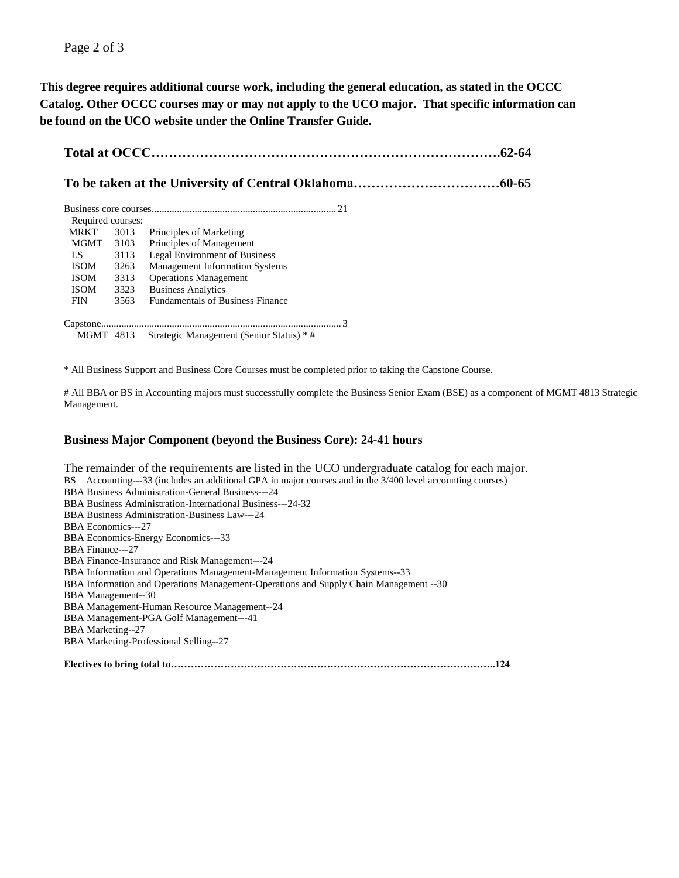**This degree requires additional course work, including the general education, as stated in the OCCC Catalog. Other OCCC courses may or may not apply to the UCO major. That specific information can be found on the UCO website under the Online Transfer Guide.**

## Total at OCCC……………………………………………………………………….62-64

## To be taken at the University of Central Oklahoma……………………………60-65

Business core courses........................................................................ 21

Required courses:

| | | |
|---|---|---|
| MRKT | 3013 | Principles of Marketing |
| MGMT | 3103 | Principles of Management |
| LS | 3113 | Legal Environment of Business |
| ISOM | 3263 | Management Information Systems |
| ISOM | 3313 | Operations Management |
| ISOM | 3323 | Business Analytics |
| FIN | 3563 | Fundamentals of Business Finance |

Capstone............................................................................................... 3

MGMT 4813 Strategic Management (Senior Status) * #

* All Business Support and Business Core Courses must be completed prior to taking the Capstone Course.

# All BBA or BS in Accounting majors must successfully complete the Business Senior Exam (BSE) as a component of MGMT 4813 Strategic Management.

### Business Major Component (beyond the Business Core): 24-41 hours

The remainder of the requirements are listed in the UCO undergraduate catalog for each major.

BS Accounting---33 (includes an additional GPA in major courses and in the 3/400 level accounting courses)
BBA Business Administration-General Business---24
BBA Business Administration-International Business---24-32
BBA Business Administration-Business Law---24
BBA Economics---27
BBA Economics-Energy Economics---33
BBA Finance---27
BBA Finance-Insurance and Risk Management---24
BBA Information and Operations Management-Management Information Systems--33
BBA Information and Operations Management-Operations and Supply Chain Management --30
BBA Management--30
BBA Management-Human Resource Management--24
BBA Management-PGA Golf Management---41
BBA Marketing--27
BBA Marketing-Professional Selling--27

**Electives to bring total to……………………………………………………………………………………..124**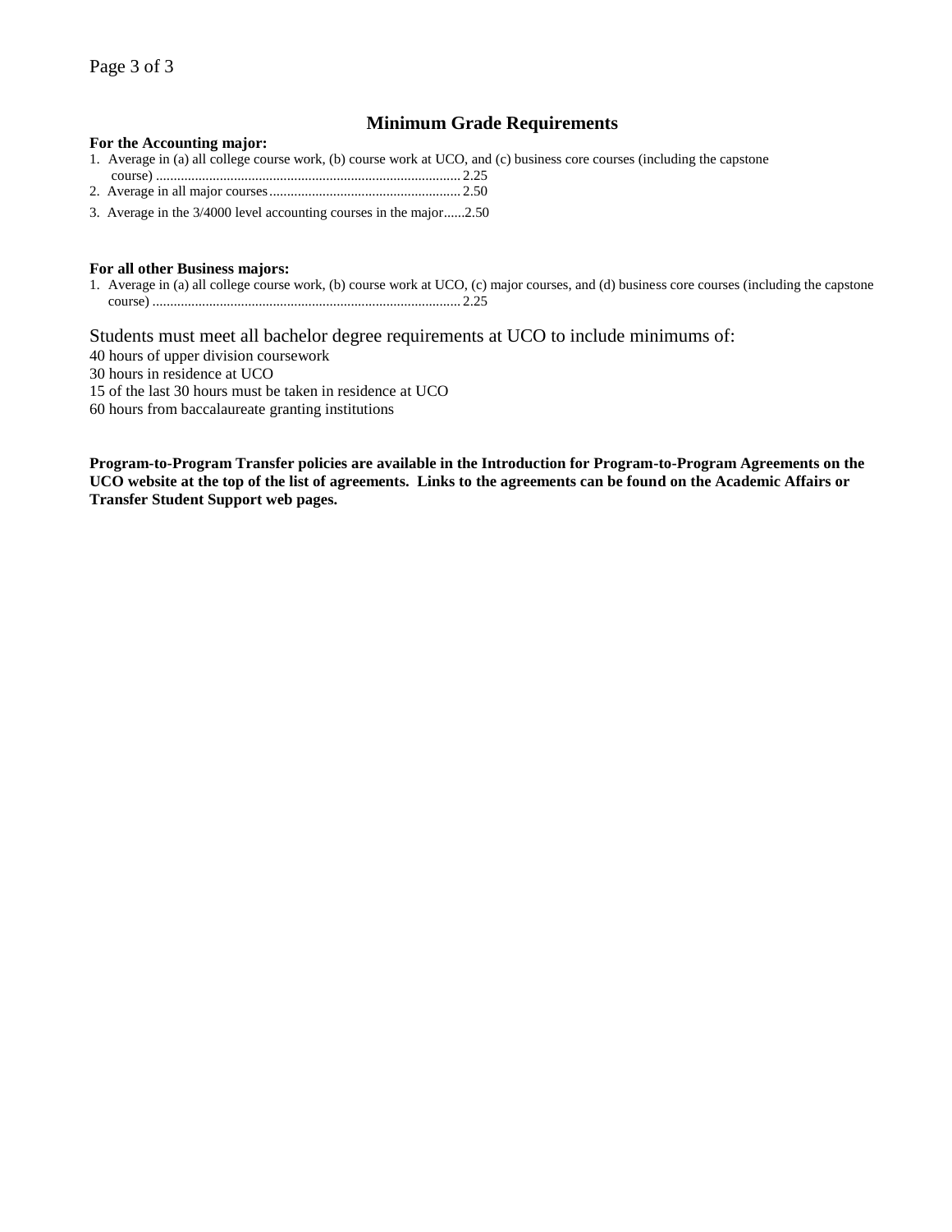## Minimum Grade Requirements

**For the Accounting major:**

1. Average in (a) all college course work, (b) course work at UCO, and (c) business core courses (including the capstone course) ....................................................................................... 2.25
2. Average in all major courses....................................................... 2.50
3. Average in the 3/4000 level accounting courses in the major......2.50

**For all other Business majors:**

1. Average in (a) all college course work, (b) course work at UCO, (c) major courses, and (d) business core courses (including the capstone course) ....................................................................................... 2.25

Students must meet all bachelor degree requirements at UCO to include minimums of:

40 hours of upper division coursework
30 hours in residence at UCO
15 of the last 30 hours must be taken in residence at UCO
60 hours from baccalaureate granting institutions

**Program-to-Program Transfer policies are available in the Introduction for Program-to-Program Agreements on the UCO website at the top of the list of agreements. Links to the agreements can be found on the Academic Affairs or Transfer Student Support web pages.**